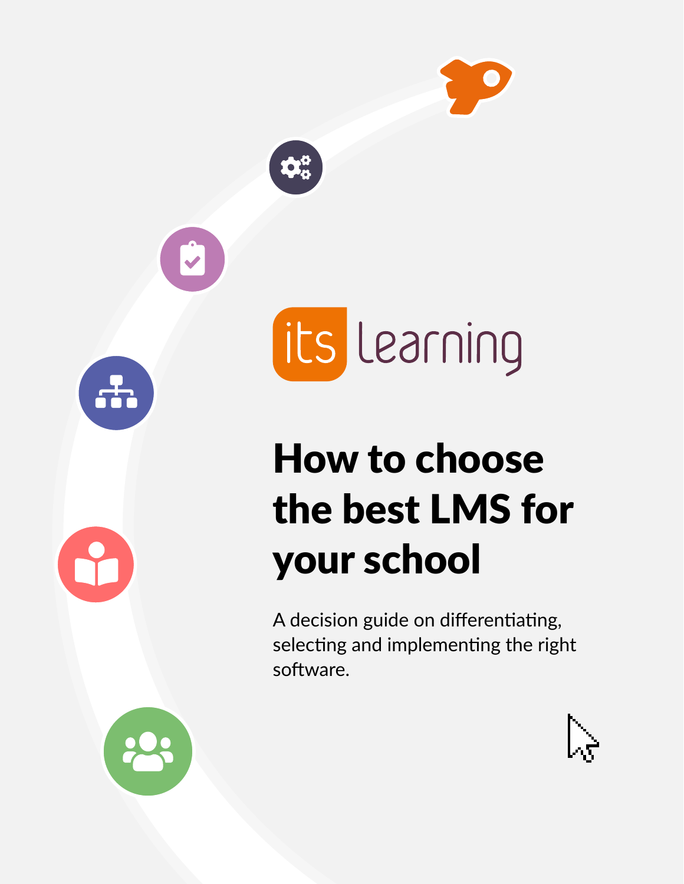itslearning

# How to choose the best LMS for your school

A decision guide on differentiating, selecting and implementing the right software.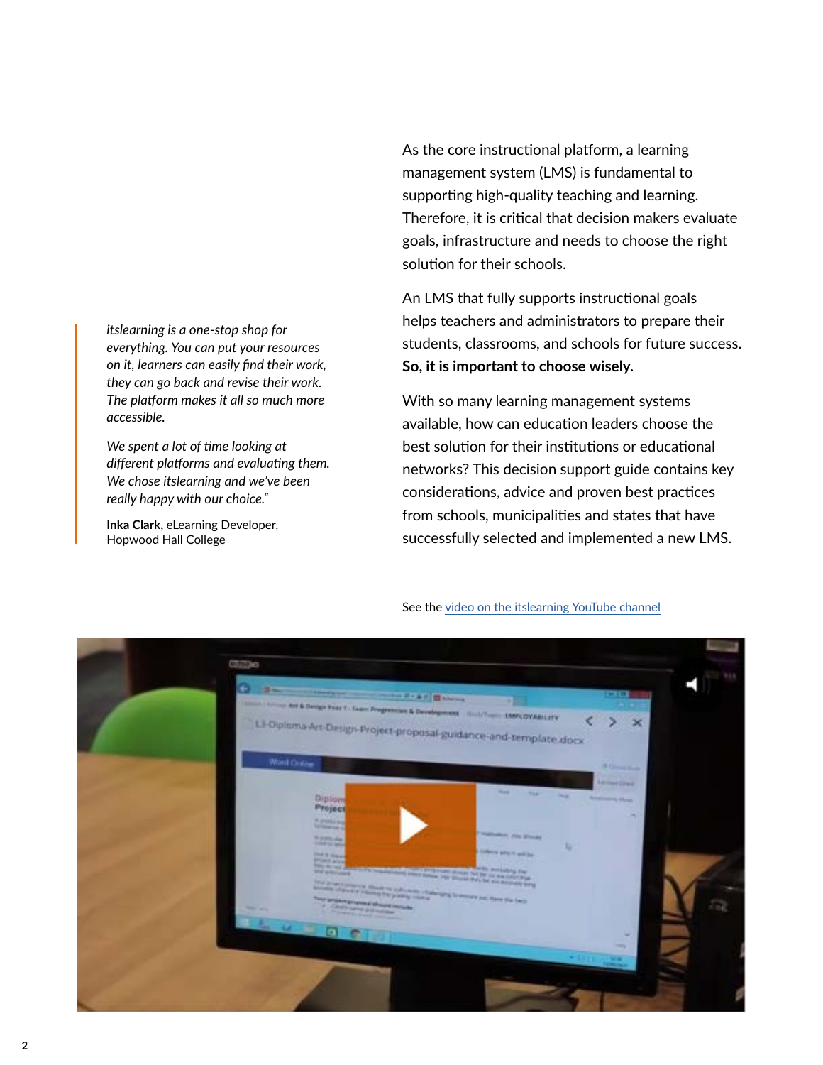As the core instructional platform, a learning management system (LMS) is fundamental to supporting high-quality teaching and learning. Therefore, it is critical that decision makers evaluate goals, infrastructure and needs to choose the right solution for their schools.

An LMS that fully supports instructional goals helps teachers and administrators to prepare their students, classrooms, and schools for future success. **So, it is important to choose wisely.**

With so many learning management systems available, how can education leaders choose the best solution for their institutions or educational networks? This decision support guide contains key considerations, advice and proven best practices from schools, municipalities and states that have successfully selected and implemented a new LMS.

> *itslearning is a one-stop shop for everything. You can put your resources on it, learners can easily find their work, they can go back and revise their work. The platform makes it all so much more accessible.*
>
> *We spent a lot of time looking at different platforms and evaluating them. We chose itslearning and we've been really happy with our choice."*
>
> **Inka Clark,** eLearning Developer, Hopwood Hall College

See the video on the itslearning YouTube channel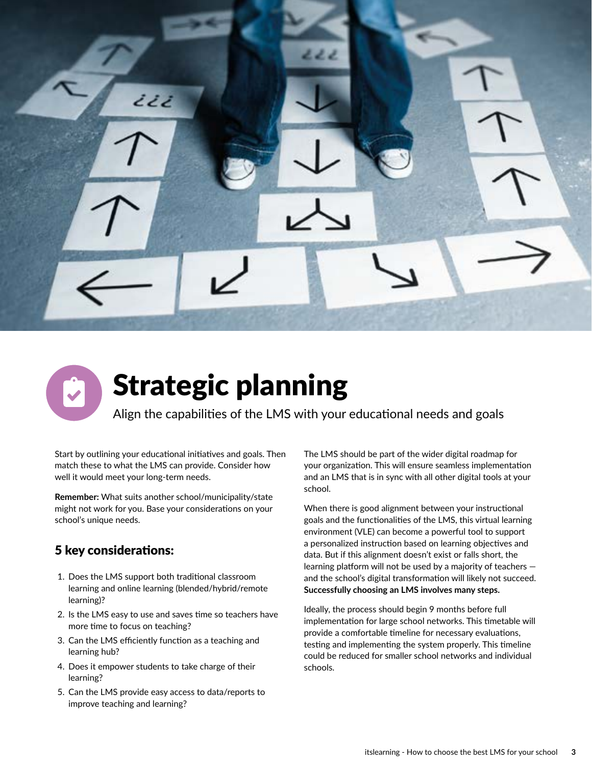# Strategic planning

Align the capabilities of the LMS with your educational needs and goals

Start by outlining your educational initiatives and goals. Then match these to what the LMS can provide. Consider how well it would meet your long-term needs.

**Remember:** What suits another school/municipality/state might not work for you. Base your considerations on your school's unique needs.

## 5 key considerations:

1. Does the LMS support both traditional classroom learning and online learning (blended/hybrid/remote learning)?
2. Is the LMS easy to use and saves time so teachers have more time to focus on teaching?
3. Can the LMS efficiently function as a teaching and learning hub?
4. Does it empower students to take charge of their learning?
5. Can the LMS provide easy access to data/reports to improve teaching and learning?

The LMS should be part of the wider digital roadmap for your organization. This will ensure seamless implementation and an LMS that is in sync with all other digital tools at your school.

When there is good alignment between your instructional goals and the functionalities of the LMS, this virtual learning environment (VLE) can become a powerful tool to support a personalized instruction based on learning objectives and data. But if this alignment doesn't exist or falls short, the learning platform will not be used by a majority of teachers — and the school's digital transformation will likely not succeed. **Successfully choosing an LMS involves many steps.**

Ideally, the process should begin 9 months before full implementation for large school networks. This timetable will provide a comfortable timeline for necessary evaluations, testing and implementing the system properly. This timeline could be reduced for smaller school networks and individual schools.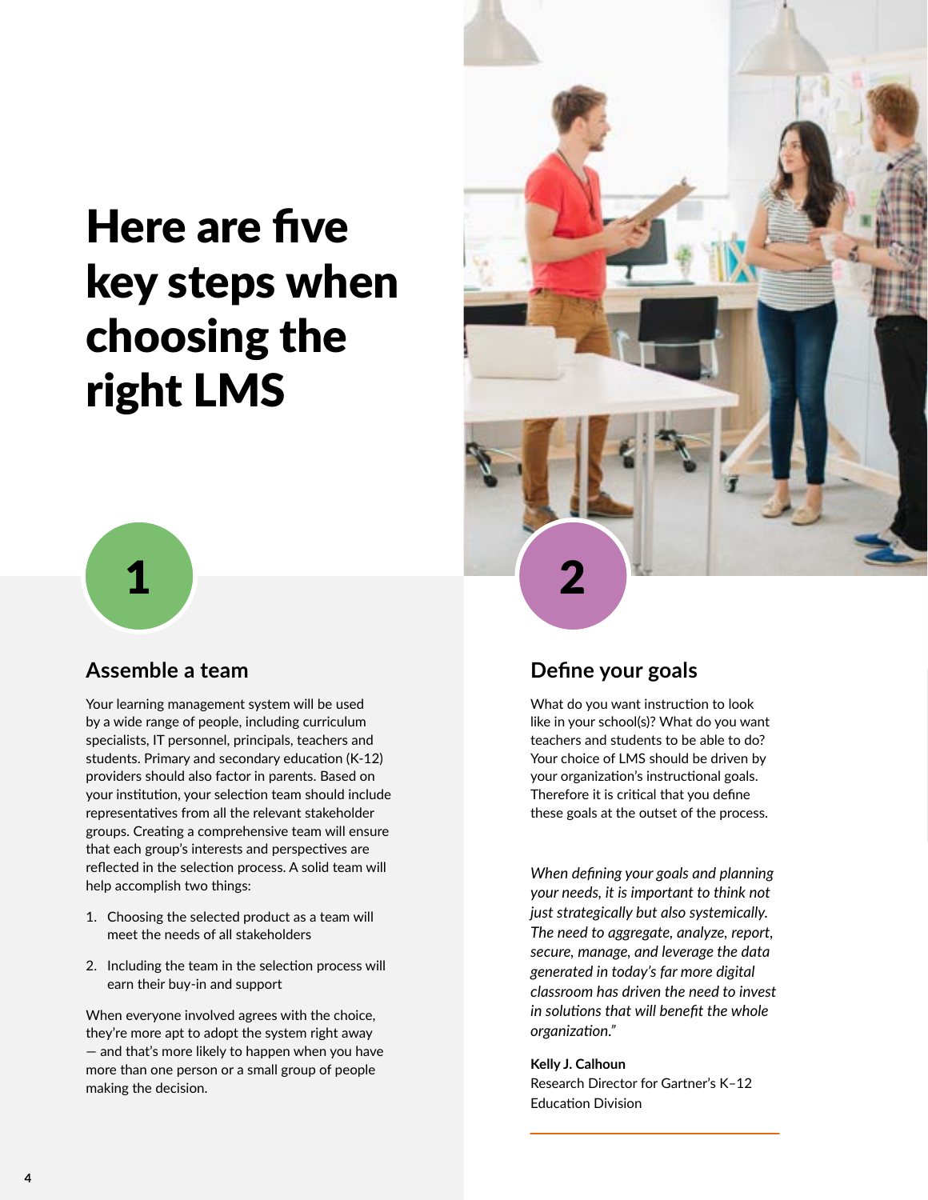# Here are five key steps when choosing the right LMS

## 1

### Assemble a team

Your learning management system will be used by a wide range of people, including curriculum specialists, IT personnel, principals, teachers and students. Primary and secondary education (K-12) providers should also factor in parents. Based on your institution, your selection team should include representatives from all the relevant stakeholder groups. Creating a comprehensive team will ensure that each group's interests and perspectives are reflected in the selection process. A solid team will help accomplish two things:

1. Choosing the selected product as a team will meet the needs of all stakeholders
2. Including the team in the selection process will earn their buy-in and support

When everyone involved agrees with the choice, they're more apt to adopt the system right away — and that's more likely to happen when you have more than one person or a small group of people making the decision.

## 2

### Define your goals

What do you want instruction to look like in your school(s)? What do you want teachers and students to be able to do? Your choice of LMS should be driven by your organization's instructional goals. Therefore it is critical that you define these goals at the outset of the process.

*When defining your goals and planning your needs, it is important to think not just strategically but also systemically. The need to aggregate, analyze, report, secure, manage, and leverage the data generated in today's far more digital classroom has driven the need to invest in solutions that will benefit the whole organization."*

**Kelly J. Calhoun**
Research Director for Gartner's K–12 Education Division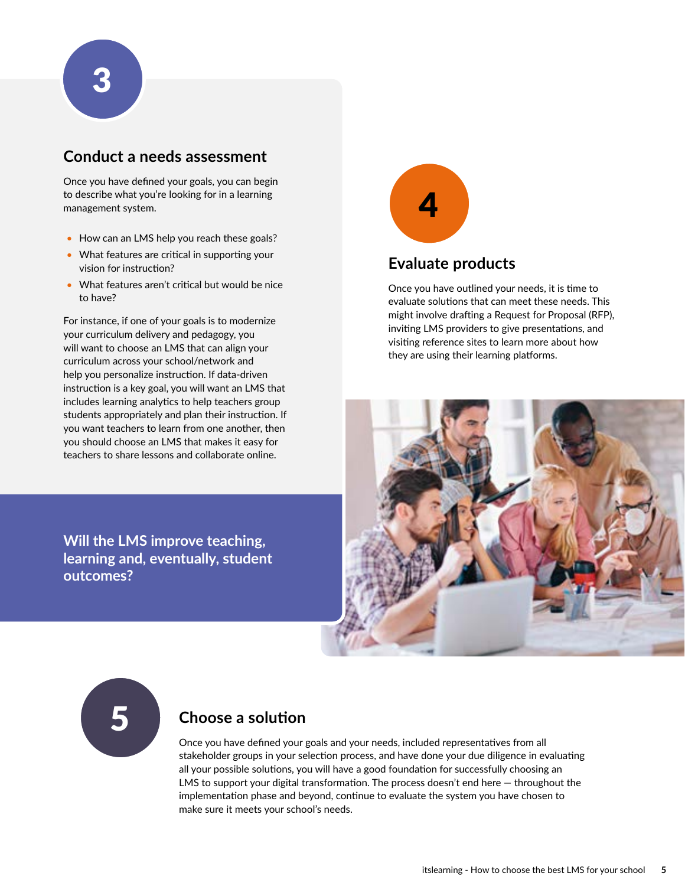3

## Conduct a needs assessment

Once you have defined your goals, you can begin to describe what you're looking for in a learning management system.

- How can an LMS help you reach these goals?
- What features are critical in supporting your vision for instruction?
- What features aren't critical but would be nice to have?

For instance, if one of your goals is to modernize your curriculum delivery and pedagogy, you will want to choose an LMS that can align your curriculum across your school/network and help you personalize instruction. If data-driven instruction is a key goal, you will want an LMS that includes learning analytics to help teachers group students appropriately and plan their instruction. If you want teachers to learn from one another, then you should choose an LMS that makes it easy for teachers to share lessons and collaborate online.

**Will the LMS improve teaching, learning and, eventually, student outcomes?**

4

## Evaluate products

Once you have outlined your needs, it is time to evaluate solutions that can meet these needs. This might involve drafting a Request for Proposal (RFP), inviting LMS providers to give presentations, and visiting reference sites to learn more about how they are using their learning platforms.

5

## Choose a solution

Once you have defined your goals and your needs, included representatives from all stakeholder groups in your selection process, and have done your due diligence in evaluating all your possible solutions, you will have a good foundation for successfully choosing an LMS to support your digital transformation. The process doesn't end here — throughout the implementation phase and beyond, continue to evaluate the system you have chosen to make sure it meets your school's needs.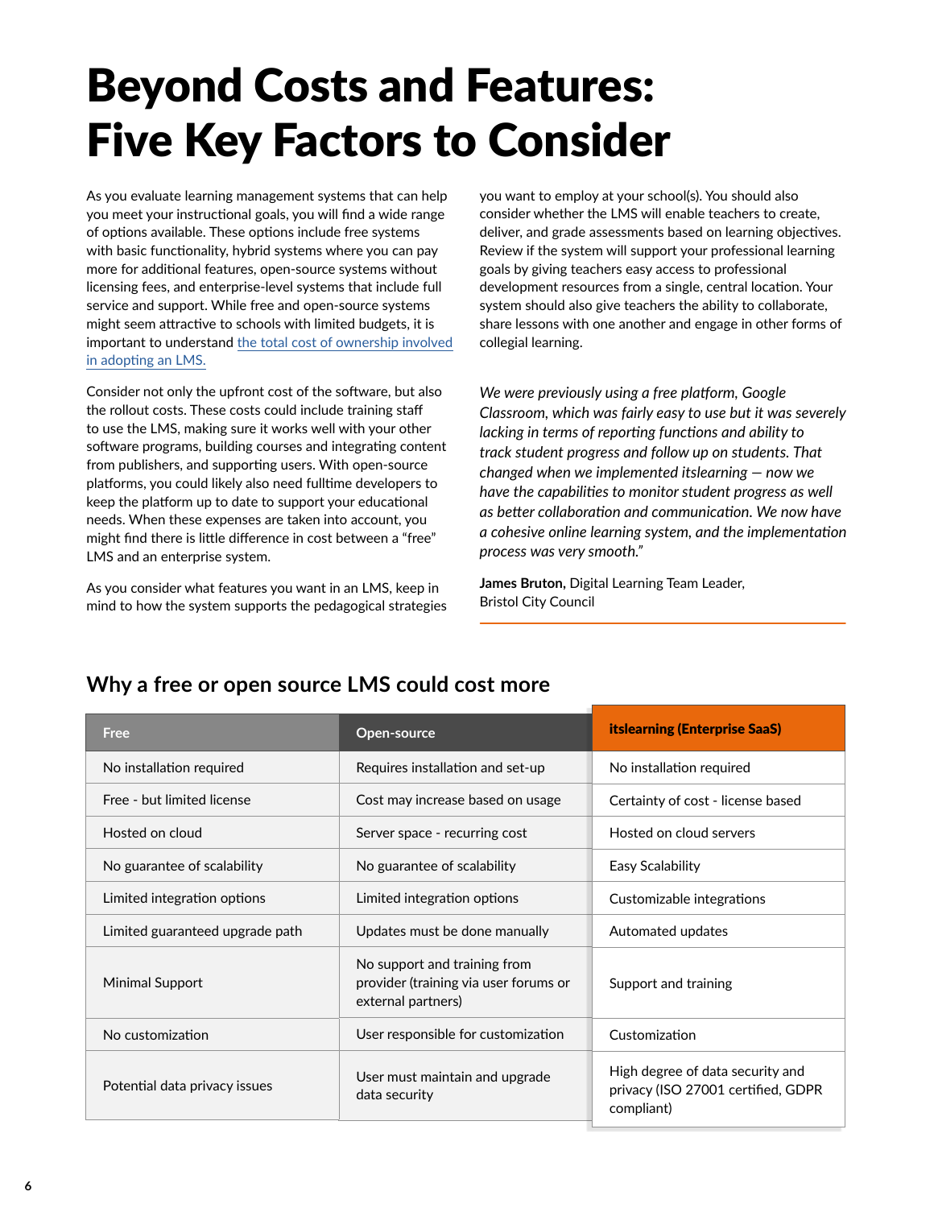# Beyond Costs and Features: Five Key Factors to Consider

As you evaluate learning management systems that can help you meet your instructional goals, you will find a wide range of options available. These options include free systems with basic functionality, hybrid systems where you can pay more for additional features, open-source systems without licensing fees, and enterprise-level systems that include full service and support. While free and open-source systems might seem attractive to schools with limited budgets, it is important to understand the total cost of ownership involved in adopting an LMS.

Consider not only the upfront cost of the software, but also the rollout costs. These costs could include training staff to use the LMS, making sure it works well with your other software programs, building courses and integrating content from publishers, and supporting users. With open-source platforms, you could likely also need fulltime developers to keep the platform up to date to support your educational needs. When these expenses are taken into account, you might find there is little difference in cost between a "free" LMS and an enterprise system.

As you consider what features you want in an LMS, keep in mind to how the system supports the pedagogical strategies you want to employ at your school(s). You should also consider whether the LMS will enable teachers to create, deliver, and grade assessments based on learning objectives. Review if the system will support your professional learning goals by giving teachers easy access to professional development resources from a single, central location. Your system should also give teachers the ability to collaborate, share lessons with one another and engage in other forms of collegial learning.

*We were previously using a free platform, Google Classroom, which was fairly easy to use but it was severely lacking in terms of reporting functions and ability to track student progress and follow up on students. That changed when we implemented itslearning — now we have the capabilities to monitor student progress as well as better collaboration and communication. We now have a cohesive online learning system, and the implementation process was very smooth."*

**James Bruton,** Digital Learning Team Leader, Bristol City Council

## Why a free or open source LMS could cost more

| Free | Open-source | itslearning (Enterprise SaaS) |
|---|---|---|
| No installation required | Requires installation and set-up | No installation required |
| Free - but limited license | Cost may increase based on usage | Certainty of cost - license based |
| Hosted on cloud | Server space - recurring cost | Hosted on cloud servers |
| No guarantee of scalability | No guarantee of scalability | Easy Scalability |
| Limited integration options | Limited integration options | Customizable integrations |
| Limited guaranteed upgrade path | Updates must be done manually | Automated updates |
| Minimal Support | No support and training from provider (training via user forums or external partners) | Support and training |
| No customization | User responsible for customization | Customization |
| Potential data privacy issues | User must maintain and upgrade data security | High degree of data security and privacy (ISO 27001 certified, GDPR compliant) |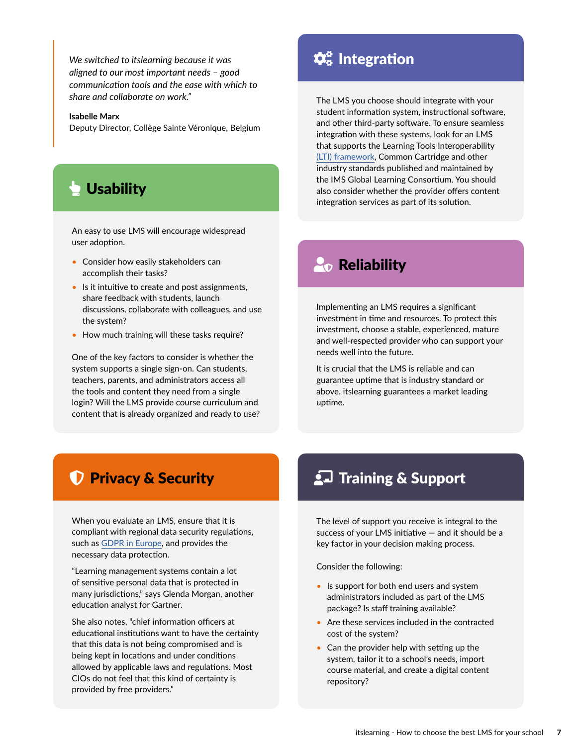> *We switched to itslearning because it was aligned to our most important needs – good communication tools and the ease with which to share and collaborate on work."*
>
> **Isabelle Marx**
> Deputy Director, Collège Sainte Véronique, Belgium

## Usability

An easy to use LMS will encourage widespread user adoption.

- Consider how easily stakeholders can accomplish their tasks?
- Is it intuitive to create and post assignments, share feedback with students, launch discussions, collaborate with colleagues, and use the system?
- How much training will these tasks require?

One of the key factors to consider is whether the system supports a single sign-on. Can students, teachers, parents, and administrators access all the tools and content they need from a single login? Will the LMS provide course curriculum and content that is already organized and ready to use?

## Privacy & Security

When you evaluate an LMS, ensure that it is compliant with regional data security regulations, such as GDPR in Europe, and provides the necessary data protection.

"Learning management systems contain a lot of sensitive personal data that is protected in many jurisdictions," says Glenda Morgan, another education analyst for Gartner.

She also notes, "chief information officers at educational institutions want to have the certainty that this data is not being compromised and is being kept in locations and under conditions allowed by applicable laws and regulations. Most CIOs do not feel that this kind of certainty is provided by free providers."

## Integration

The LMS you choose should integrate with your student information system, instructional software, and other third-party software. To ensure seamless integration with these systems, look for an LMS that supports the Learning Tools Interoperability (LTI) framework, Common Cartridge and other industry standards published and maintained by the IMS Global Learning Consortium. You should also consider whether the provider offers content integration services as part of its solution.

## Reliability

Implementing an LMS requires a significant investment in time and resources. To protect this investment, choose a stable, experienced, mature and well-respected provider who can support your needs well into the future.

It is crucial that the LMS is reliable and can guarantee uptime that is industry standard or above. itslearning guarantees a market leading uptime.

## Training & Support

The level of support you receive is integral to the success of your LMS initiative — and it should be a key factor in your decision making process.

Consider the following:

- Is support for both end users and system administrators included as part of the LMS package? Is staff training available?
- Are these services included in the contracted cost of the system?
- Can the provider help with setting up the system, tailor it to a school's needs, import course material, and create a digital content repository?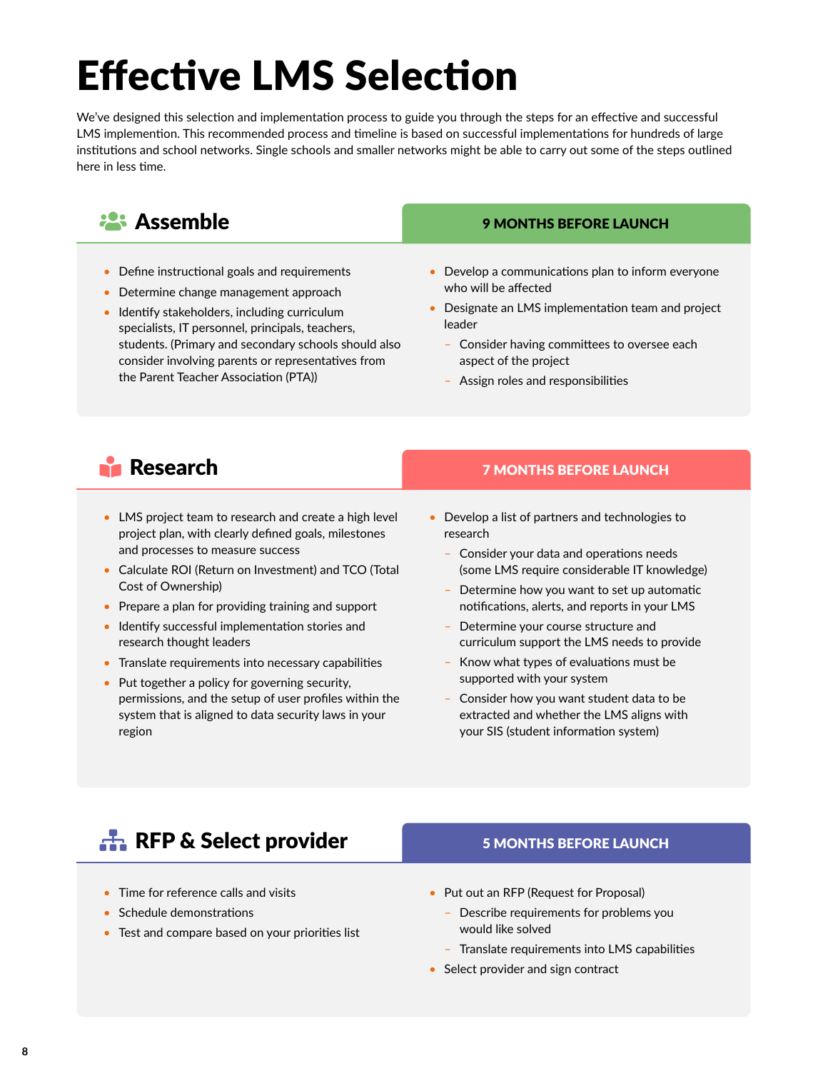# Effective LMS Selection

We've designed this selection and implementation process to guide you through the steps for an effective and successful LMS implemention. This recommended process and timeline is based on successful implementations for hundreds of large institutions and school networks. Single schools and smaller networks might be able to carry out some of the steps outlined here in less time.

## Assemble

**9 MONTHS BEFORE LAUNCH**

- Define instructional goals and requirements
- Determine change management approach
- Identify stakeholders, including curriculum specialists, IT personnel, principals, teachers, students. (Primary and secondary schools should also consider involving parents or representatives from the Parent Teacher Association (PTA))
- Develop a communications plan to inform everyone who will be affected
- Designate an LMS implementation team and project leader
  - Consider having committees to oversee each aspect of the project
  - Assign roles and responsibilities

## Research

**7 MONTHS BEFORE LAUNCH**

- LMS project team to research and create a high level project plan, with clearly defined goals, milestones and processes to measure success
- Calculate ROI (Return on Investment) and TCO (Total Cost of Ownership)
- Prepare a plan for providing training and support
- Identify successful implementation stories and research thought leaders
- Translate requirements into necessary capabilities
- Put together a policy for governing security, permissions, and the setup of user profiles within the system that is aligned to data security laws in your region
- Develop a list of partners and technologies to research
  - Consider your data and operations needs (some LMS require considerable IT knowledge)
  - Determine how you want to set up automatic notifications, alerts, and reports in your LMS
  - Determine your course structure and curriculum support the LMS needs to provide
  - Know what types of evaluations must be supported with your system
  - Consider how you want student data to be extracted and whether the LMS aligns with your SIS (student information system)

## RFP & Select provider

**5 MONTHS BEFORE LAUNCH**

- Time for reference calls and visits
- Schedule demonstrations
- Test and compare based on your priorities list
- Put out an RFP (Request for Proposal)
  - Describe requirements for problems you would like solved
  - Translate requirements into LMS capabilities
- Select provider and sign contract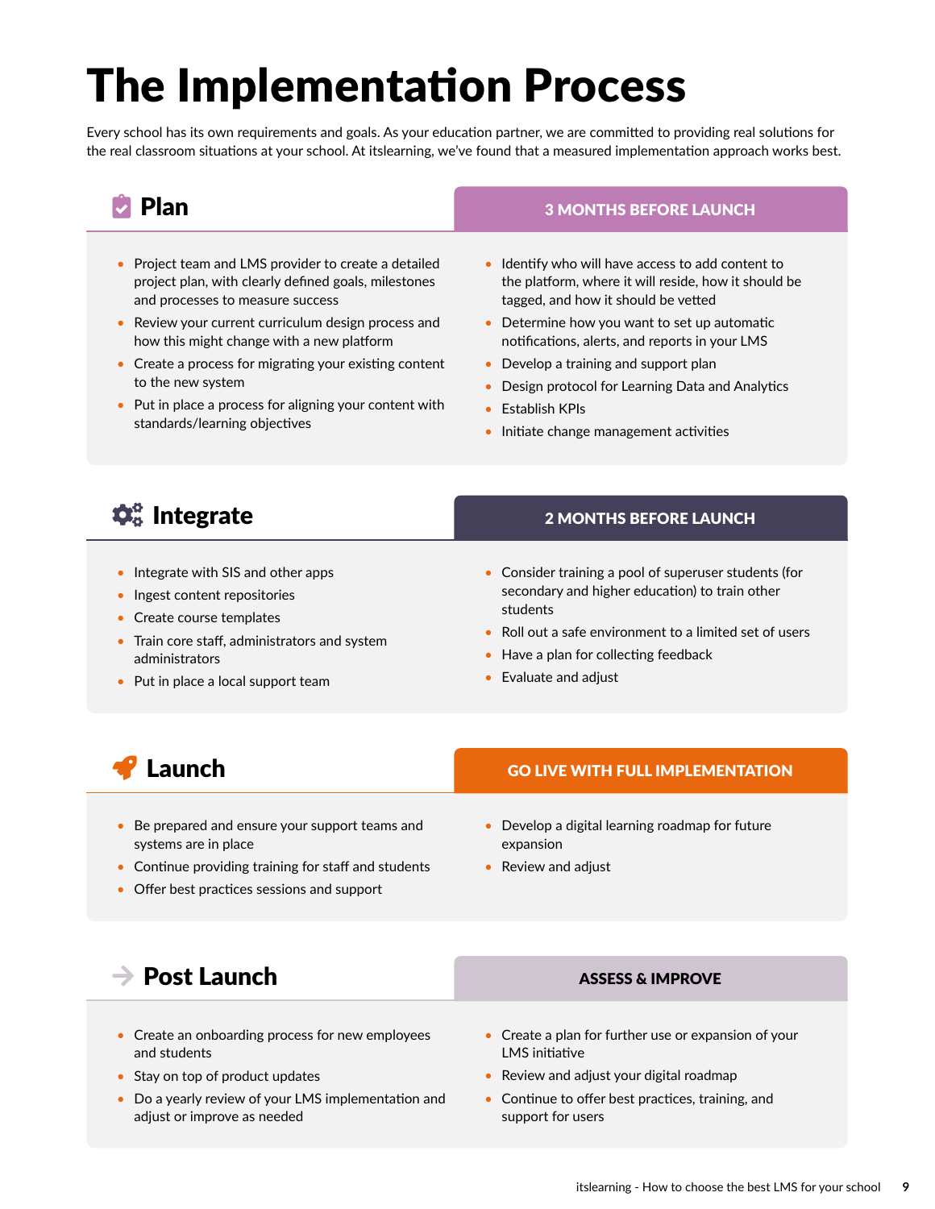# The Implementation Process

Every school has its own requirements and goals. As your education partner, we are committed to providing real solutions for the real classroom situations at your school. At itslearning, we've found that a measured implementation approach works best.

## Plan

**3 MONTHS BEFORE LAUNCH**

- Project team and LMS provider to create a detailed project plan, with clearly defined goals, milestones and processes to measure success
- Review your current curriculum design process and how this might change with a new platform
- Create a process for migrating your existing content to the new system
- Put in place a process for aligning your content with standards/learning objectives
- Identify who will have access to add content to the platform, where it will reside, how it should be tagged, and how it should be vetted
- Determine how you want to set up automatic notifications, alerts, and reports in your LMS
- Develop a training and support plan
- Design protocol for Learning Data and Analytics
- Establish KPIs
- Initiate change management activities

## Integrate

**2 MONTHS BEFORE LAUNCH**

- Integrate with SIS and other apps
- Ingest content repositories
- Create course templates
- Train core staff, administrators and system administrators
- Put in place a local support team
- Consider training a pool of superuser students (for secondary and higher education) to train other students
- Roll out a safe environment to a limited set of users
- Have a plan for collecting feedback
- Evaluate and adjust

## Launch

**GO LIVE WITH FULL IMPLEMENTATION**

- Be prepared and ensure your support teams and systems are in place
- Continue providing training for staff and students
- Offer best practices sessions and support
- Develop a digital learning roadmap for future expansion
- Review and adjust

## Post Launch

**ASSESS & IMPROVE**

- Create an onboarding process for new employees and students
- Stay on top of product updates
- Do a yearly review of your LMS implementation and adjust or improve as needed
- Create a plan for further use or expansion of your LMS initiative
- Review and adjust your digital roadmap
- Continue to offer best practices, training, and support for users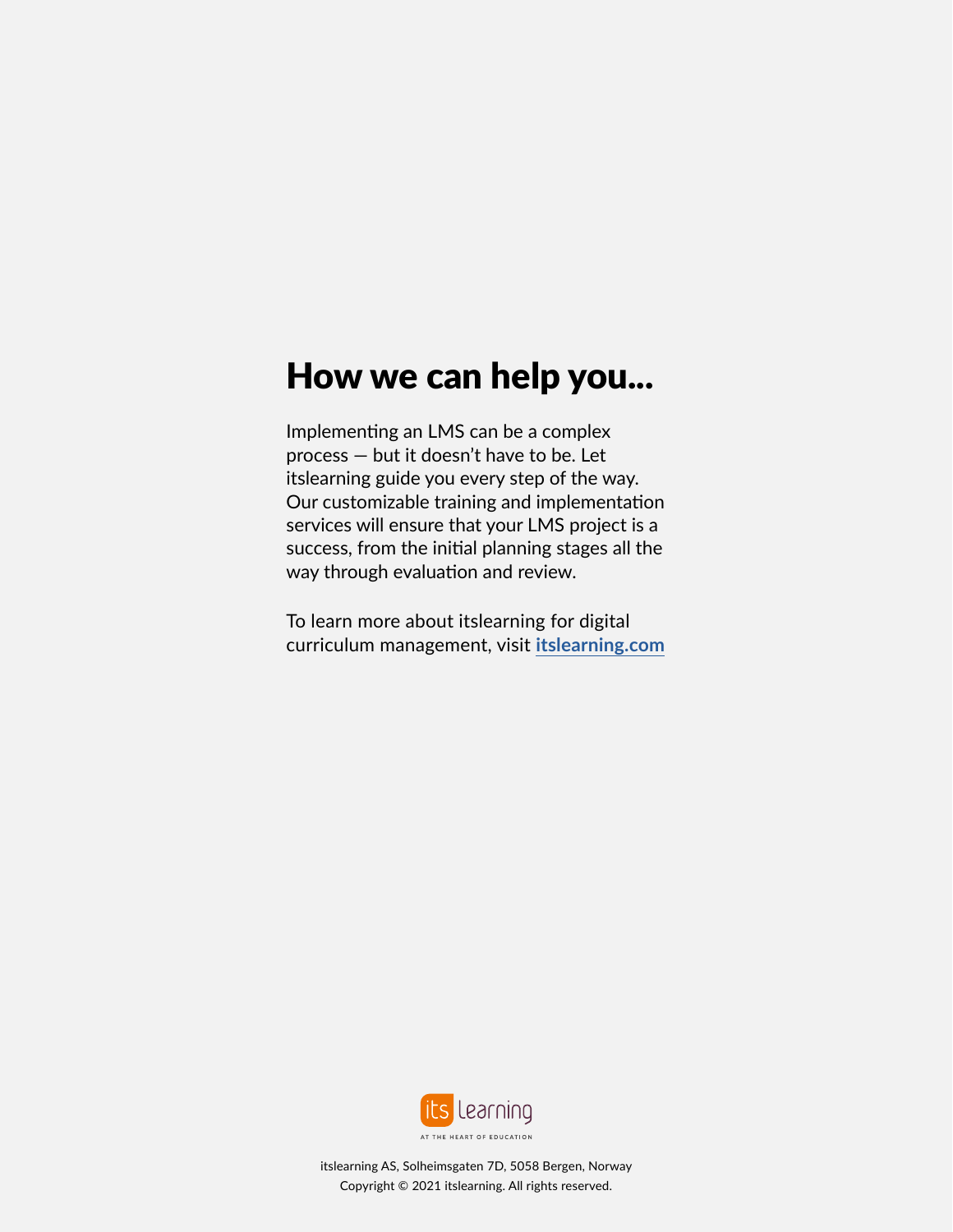# How we can help you...

Implementing an LMS can be a complex process — but it doesn't have to be. Let itslearning guide you every step of the way. Our customizable training and implementation services will ensure that your LMS project is a success, from the initial planning stages all the way through evaluation and review.

To learn more about itslearning for digital curriculum management, visit **itslearning.com**

itslearning AS, Solheimsgaten 7D, 5058 Bergen, Norway
Copyright © 2021 itslearning. All rights reserved.